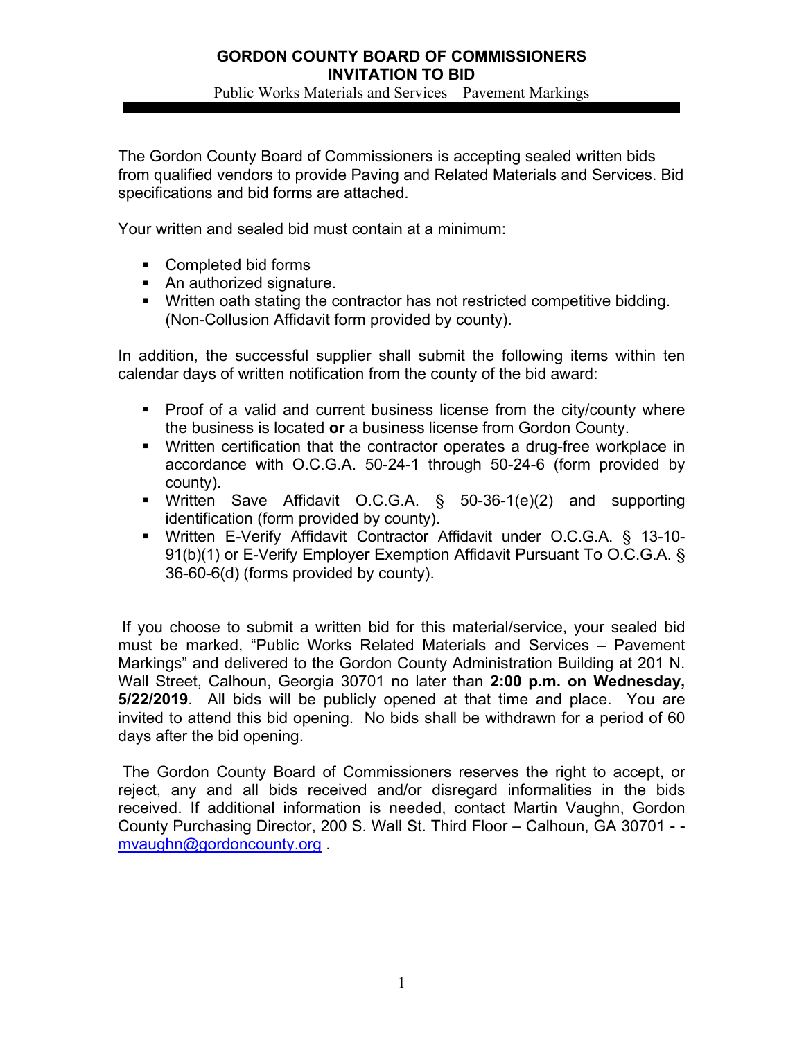# GORDON COUNTY BOARD OF COMMISSIONERS
## INVITATION TO BID

Public Works Materials and Services – Pavement Markings

---

The Gordon County Board of Commissioners is accepting sealed written bids from qualified vendors to provide Paving and Related Materials and Services. Bid specifications and bid forms are attached.

Your written and sealed bid must contain at a minimum:

- Completed bid forms
- An authorized signature.
- Written oath stating the contractor has not restricted competitive bidding. (Non-Collusion Affidavit form provided by county).

In addition, the successful supplier shall submit the following items within ten calendar days of written notification from the county of the bid award:

- Proof of a valid and current business license from the city/county where the business is located **or** a business license from Gordon County.
- Written certification that the contractor operates a drug-free workplace in accordance with O.C.G.A. 50-24-1 through 50-24-6 (form provided by county).
- Written Save Affidavit O.C.G.A. § 50-36-1(e)(2) and supporting identification (form provided by county).
- Written E-Verify Affidavit Contractor Affidavit under O.C.G.A. § 13-10-91(b)(1) or E-Verify Employer Exemption Affidavit Pursuant To O.C.G.A. § 36-60-6(d) (forms provided by county).

If you choose to submit a written bid for this material/service, your sealed bid must be marked, "Public Works Related Materials and Services – Pavement Markings" and delivered to the Gordon County Administration Building at 201 N. Wall Street, Calhoun, Georgia 30701 no later than **2:00 p.m. on Wednesday, 5/22/2019**. All bids will be publicly opened at that time and place. You are invited to attend this bid opening. No bids shall be withdrawn for a period of 60 days after the bid opening.

The Gordon County Board of Commissioners reserves the right to accept, or reject, any and all bids received and/or disregard informalities in the bids received. If additional information is needed, contact Martin Vaughn, Gordon County Purchasing Director, 200 S. Wall St. Third Floor – Calhoun, GA 30701 - - mvaughn@gordoncounty.org .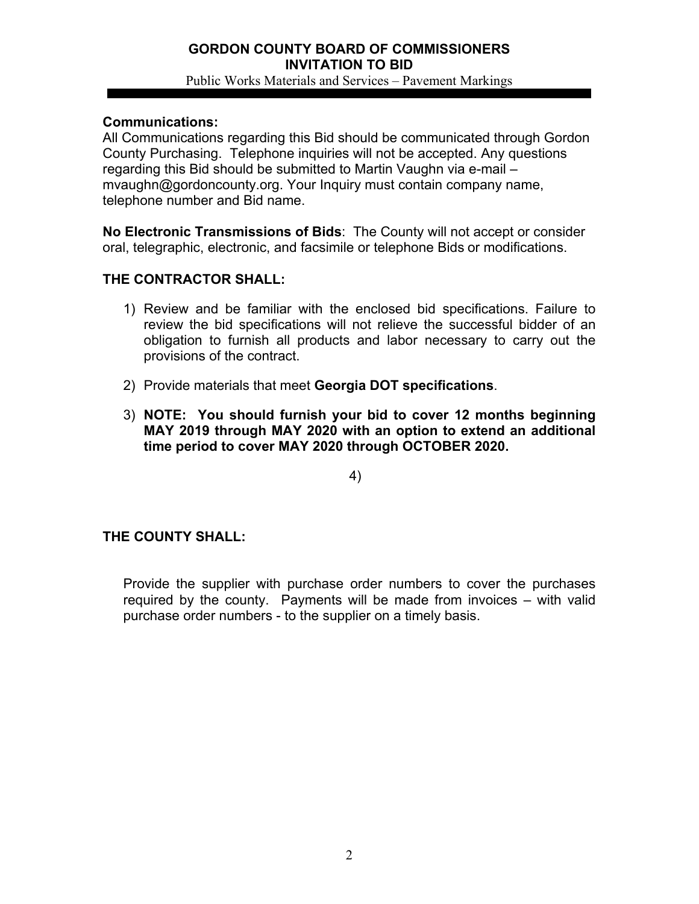**Communications:**
All Communications regarding this Bid should be communicated through Gordon County Purchasing. Telephone inquiries will not be accepted. Any questions regarding this Bid should be submitted to Martin Vaughn via e-mail – mvaughn@gordoncounty.org. Your Inquiry must contain company name, telephone number and Bid name.

**No Electronic Transmissions of Bids**: The County will not accept or consider oral, telegraphic, electronic, and facsimile or telephone Bids or modifications.

**THE CONTRACTOR SHALL:**

1) Review and be familiar with the enclosed bid specifications. Failure to review the bid specifications will not relieve the successful bidder of an obligation to furnish all products and labor necessary to carry out the provisions of the contract.
2) Provide materials that meet **Georgia DOT specifications**.
3) **NOTE: You should furnish your bid to cover 12 months beginning MAY 2019 through MAY 2020 with an option to extend an additional time period to cover MAY 2020 through OCTOBER 2020.**
4)

**THE COUNTY SHALL:**

Provide the supplier with purchase order numbers to cover the purchases required by the county. Payments will be made from invoices – with valid purchase order numbers - to the supplier on a timely basis.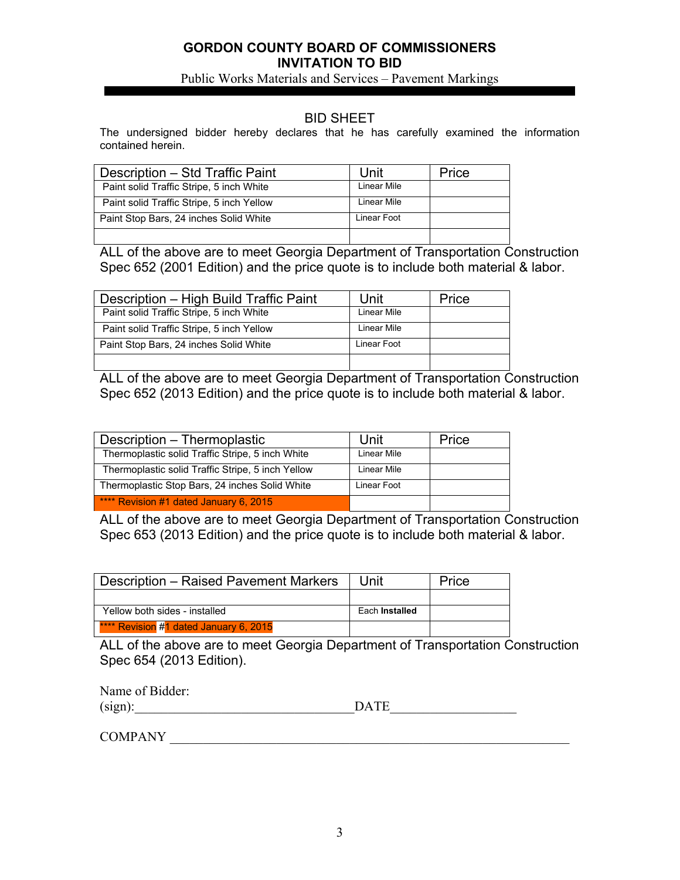# GORDON COUNTY BOARD OF COMMISSIONERS
## INVITATION TO BID

Public Works Materials and Services – Pavement Markings

### BID SHEET

The undersigned bidder hereby declares that he has carefully examined the information contained herein.

| Description – Std Traffic Paint | Unit | Price |
|---|---|---|
| Paint solid Traffic Stripe, 5 inch White | Linear Mile | |
| Paint solid Traffic Stripe, 5 inch Yellow | Linear Mile | |
| Paint Stop Bars, 24 inches Solid White | Linear Foot | |
| | | |

ALL of the above are to meet Georgia Department of Transportation Construction Spec 652 (2001 Edition) and the price quote is to include both material & labor.

| Description – High Build Traffic Paint | Unit | Price |
|---|---|---|
| Paint solid Traffic Stripe, 5 inch White | Linear Mile | |
| Paint solid Traffic Stripe, 5 inch Yellow | Linear Mile | |
| Paint Stop Bars, 24 inches Solid White | Linear Foot | |
| | | |

ALL of the above are to meet Georgia Department of Transportation Construction Spec 652 (2013 Edition) and the price quote is to include both material & labor.

| Description – Thermoplastic | Unit | Price |
|---|---|---|
| Thermoplastic solid Traffic Stripe, 5 inch White | Linear Mile | |
| Thermoplastic solid Traffic Stripe, 5 inch Yellow | Linear Mile | |
| Thermoplastic Stop Bars, 24 inches Solid White | Linear Foot | |
| **** Revision #1 dated January 6, 2015 | | |

ALL of the above are to meet Georgia Department of Transportation Construction Spec 653 (2013 Edition) and the price quote is to include both material & labor.

| Description – Raised Pavement Markers | Unit | Price |
|---|---|---|
| | | |
| Yellow both sides - installed | Each **Installed** | |
| **** Revision #1 dated January 6, 2015 | | |

ALL of the above are to meet Georgia Department of Transportation Construction Spec 654 (2013 Edition).

Name of Bidder:
(sign):_________________________________ DATE___________________

COMPANY ____________________________________________________________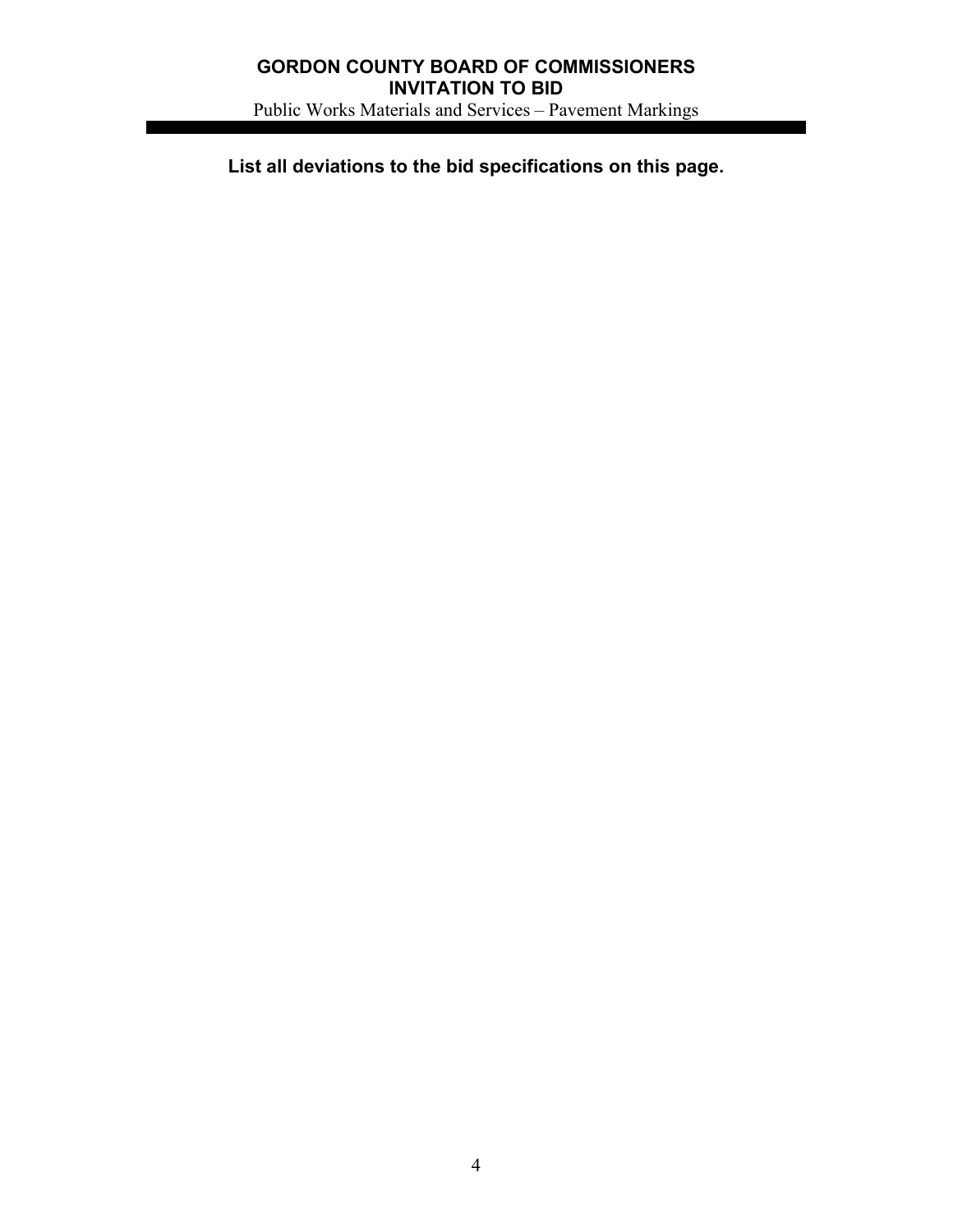**List all deviations to the bid specifications on this page.**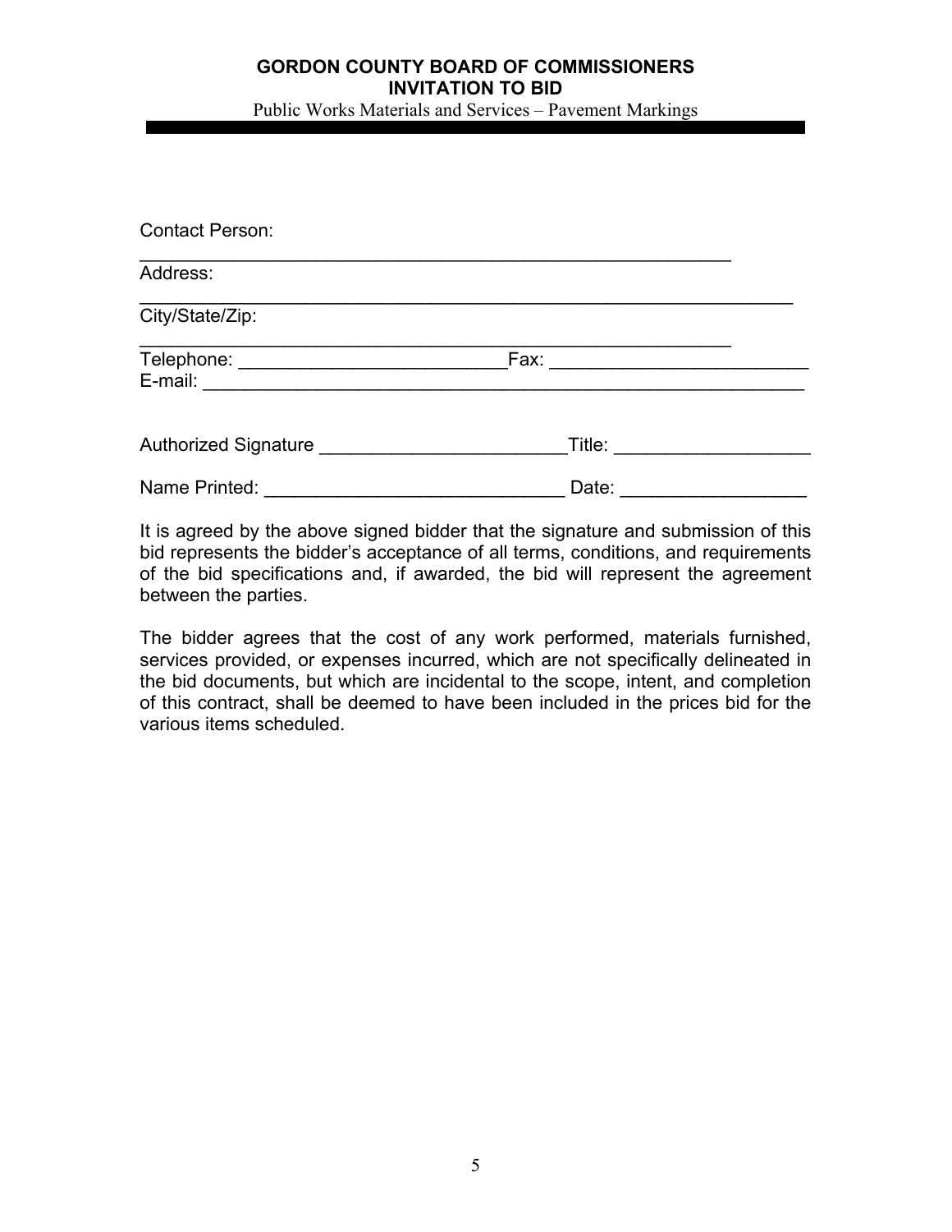Contact Person: ____________________________________________________________

Address: ____________________________________________________________

City/State/Zip: ____________________________________________________________

Telephone: ___________________________Fax: __________________________

E-mail: ____________________________________________________________

Authorized Signature ________________________Title: ___________________

Name Printed: _____________________________ Date: __________________

It is agreed by the above signed bidder that the signature and submission of this bid represents the bidder's acceptance of all terms, conditions, and requirements of the bid specifications and, if awarded, the bid will represent the agreement between the parties.

The bidder agrees that the cost of any work performed, materials furnished, services provided, or expenses incurred, which are not specifically delineated in the bid documents, but which are incidental to the scope, intent, and completion of this contract, shall be deemed to have been included in the prices bid for the various items scheduled.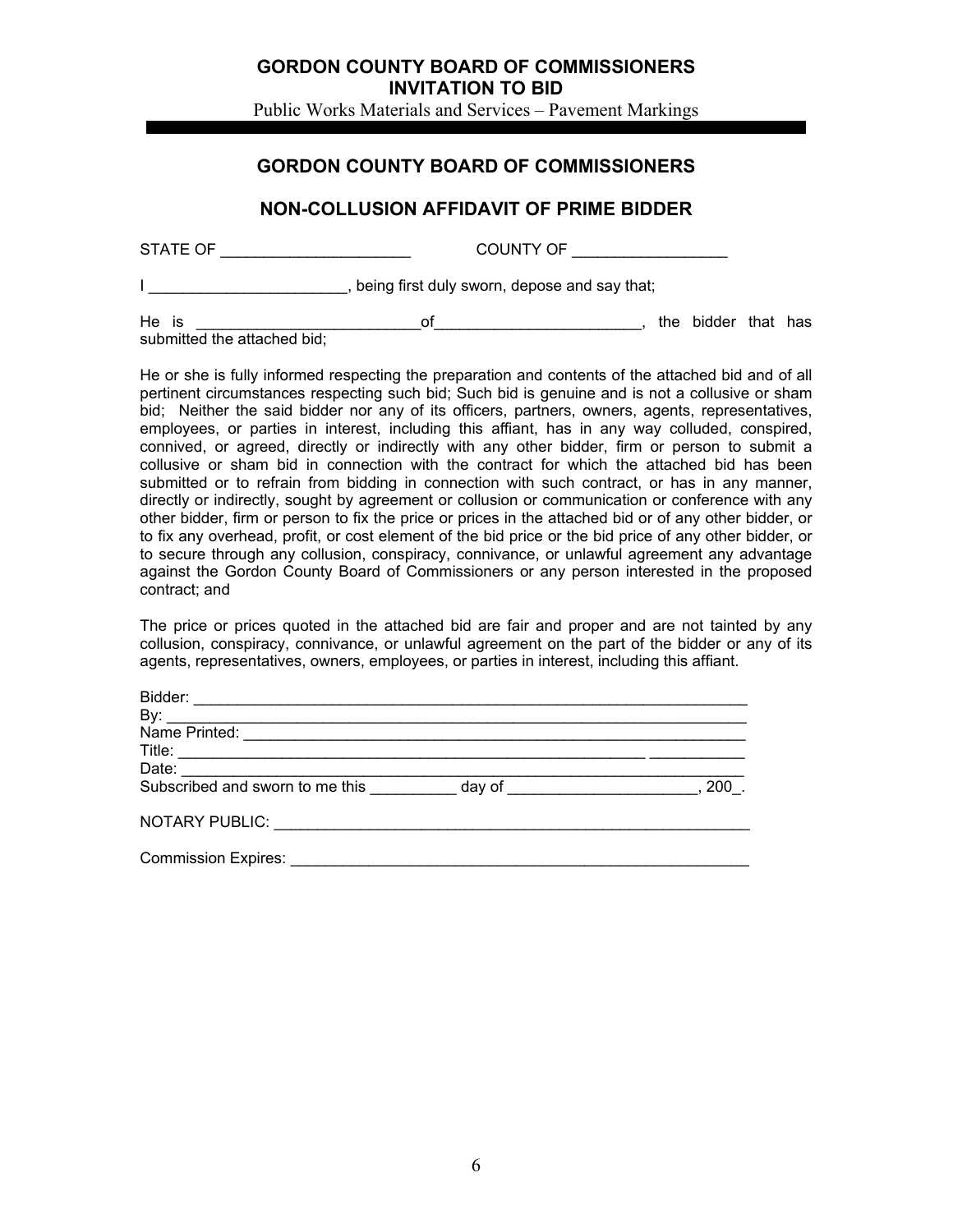## GORDON COUNTY BOARD OF COMMISSIONERS

## NON-COLLUSION AFFIDAVIT OF PRIME BIDDER

STATE OF ______________________ COUNTY OF __________________

I _______________________, being first duly sworn, depose and say that;

He is __________________________of________________________, the bidder that has submitted the attached bid;

He or she is fully informed respecting the preparation and contents of the attached bid and of all pertinent circumstances respecting such bid; Such bid is genuine and is not a collusive or sham bid; Neither the said bidder nor any of its officers, partners, owners, agents, representatives, employees, or parties in interest, including this affiant, has in any way colluded, conspired, connived, or agreed, directly or indirectly with any other bidder, firm or person to submit a collusive or sham bid in connection with the contract for which the attached bid has been submitted or to refrain from bidding in connection with such contract, or has in any manner, directly or indirectly, sought by agreement or collusion or communication or conference with any other bidder, firm or person to fix the price or prices in the attached bid or of any other bidder, or to fix any overhead, profit, or cost element of the bid price or the bid price of any other bidder, or to secure through any collusion, conspiracy, connivance, or unlawful agreement any advantage against the Gordon County Board of Commissioners or any person interested in the proposed contract; and

The price or prices quoted in the attached bid are fair and proper and are not tainted by any collusion, conspiracy, connivance, or unlawful agreement on the part of the bidder or any of its agents, representatives, owners, employees, or parties in interest, including this affiant.

Bidder: ____________________________________________________________________
By: ________________________________________________________________________
Name Printed: _______________________________________________________________
Title: _______________________________________________________ ___________
Date: _______________________________________________________________________
Subscribed and sworn to me this __________ day of ______________________, 200_.

NOTARY PUBLIC: _________________________________________________________

Commission Expires: _______________________________________________________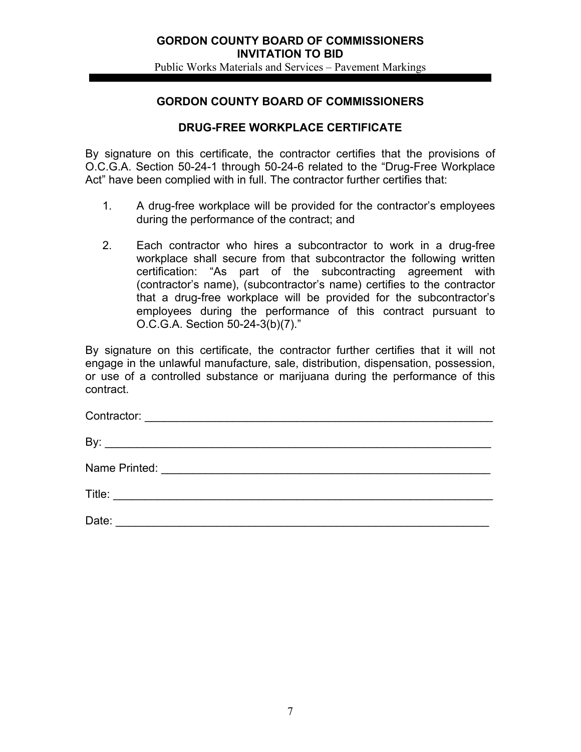## GORDON COUNTY BOARD OF COMMISSIONERS

### DRUG-FREE WORKPLACE CERTIFICATE

By signature on this certificate, the contractor certifies that the provisions of O.C.G.A. Section 50-24-1 through 50-24-6 related to the "Drug-Free Workplace Act" have been complied with in full. The contractor further certifies that:

1. A drug-free workplace will be provided for the contractor's employees during the performance of the contract; and
2. Each contractor who hires a subcontractor to work in a drug-free workplace shall secure from that subcontractor the following written certification: "As part of the subcontracting agreement with (contractor's name), (subcontractor's name) certifies to the contractor that a drug-free workplace will be provided for the subcontractor's employees during the performance of this contract pursuant to O.C.G.A. Section 50-24-3(b)(7)."

By signature on this certificate, the contractor further certifies that it will not engage in the unlawful manufacture, sale, distribution, dispensation, possession, or use of a controlled substance or marijuana during the performance of this contract.

Contractor: ______________________________________________________

By: ____________________________________________________________

Name Printed: ___________________________________________________

Title: __________________________________________________________

Date: __________________________________________________________